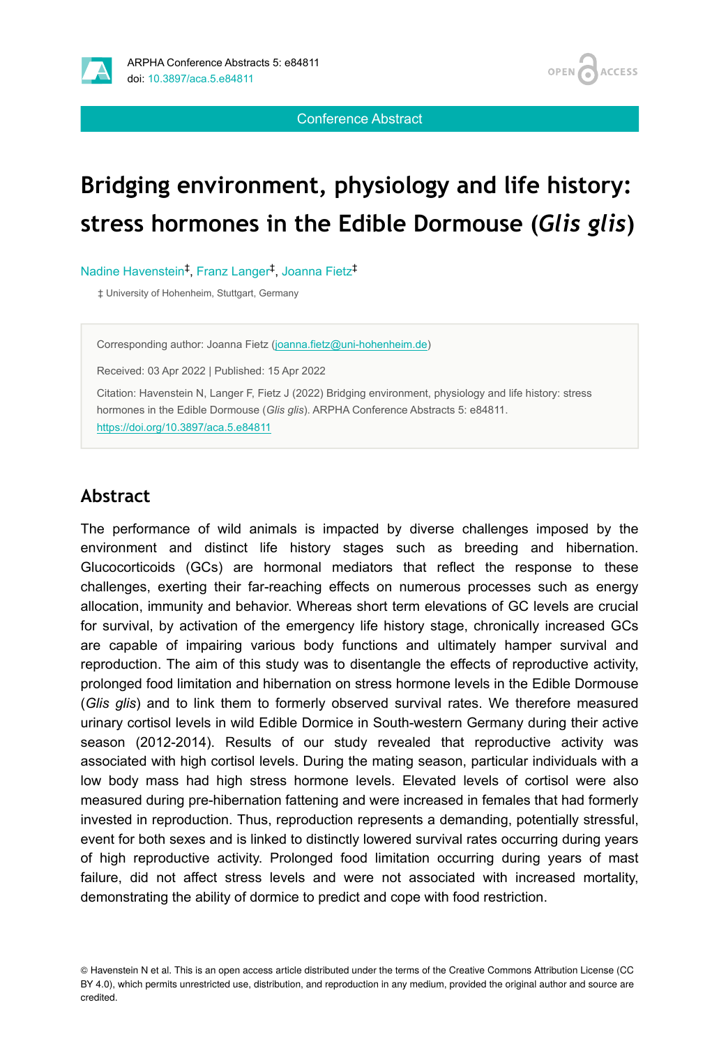Conference Abstract

# Bridging environment, physiology and life history: stress hormones in the Edible Dormouse (*Glis glis*)

Nadine Havenstein[‡], Franz Langer[‡], Joanna Fietz[‡]

‡ University of Hohenheim, Stuttgart, Germany

Corresponding author: Joanna Fietz (joanna.fietz@uni-hohenheim.de)

Received: 03 Apr 2022 | Published: 15 Apr 2022

Citation: Havenstein N, Langer F, Fietz J (2022) Bridging environment, physiology and life history: stress hormones in the Edible Dormouse (*Glis glis*). ARPHA Conference Abstracts 5: e84811. https://doi.org/10.3897/aca.5.e84811

## Abstract

The performance of wild animals is impacted by diverse challenges imposed by the environment and distinct life history stages such as breeding and hibernation. Glucocorticoids (GCs) are hormonal mediators that reflect the response to these challenges, exerting their far-reaching effects on numerous processes such as energy allocation, immunity and behavior. Whereas short term elevations of GC levels are crucial for survival, by activation of the emergency life history stage, chronically increased GCs are capable of impairing various body functions and ultimately hamper survival and reproduction. The aim of this study was to disentangle the effects of reproductive activity, prolonged food limitation and hibernation on stress hormone levels in the Edible Dormouse (*Glis glis*) and to link them to formerly observed survival rates. We therefore measured urinary cortisol levels in wild Edible Dormice in South-western Germany during their active season (2012-2014). Results of our study revealed that reproductive activity was associated with high cortisol levels. During the mating season, particular individuals with a low body mass had high stress hormone levels. Elevated levels of cortisol were also measured during pre-hibernation fattening and were increased in females that had formerly invested in reproduction. Thus, reproduction represents a demanding, potentially stressful, event for both sexes and is linked to distinctly lowered survival rates occurring during years of high reproductive activity. Prolonged food limitation occurring during years of mast failure, did not affect stress levels and were not associated with increased mortality, demonstrating the ability of dormice to predict and cope with food restriction.

© Havenstein N et al. This is an open access article distributed under the terms of the Creative Commons Attribution License (CC BY 4.0), which permits unrestricted use, distribution, and reproduction in any medium, provided the original author and source are credited.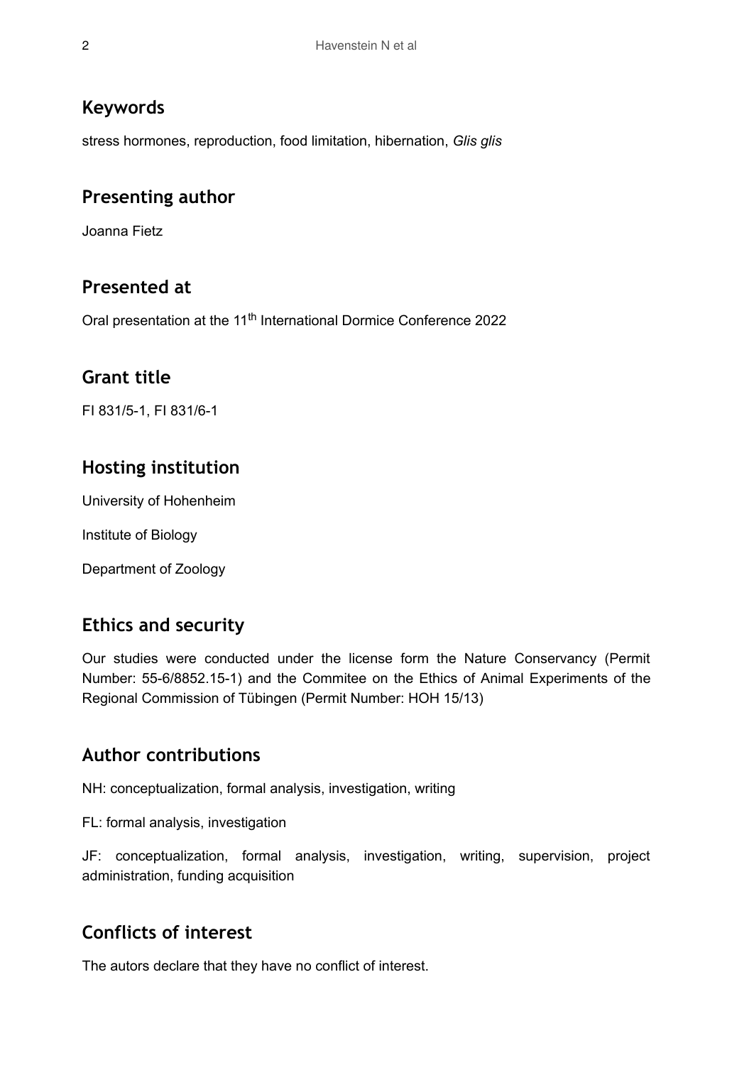## Keywords

stress hormones, reproduction, food limitation, hibernation, *Glis glis*

## Presenting author

Joanna Fietz

## Presented at

Oral presentation at the 11th International Dormice Conference 2022

## Grant title

FI 831/5-1, FI 831/6-1

## Hosting institution

University of Hohenheim

Institute of Biology

Department of Zoology

## Ethics and security

Our studies were conducted under the license form the Nature Conservancy (Permit Number: 55-6/8852.15-1) and the Commitee on the Ethics of Animal Experiments of the Regional Commission of Tübingen (Permit Number: HOH 15/13)

## Author contributions

NH: conceptualization, formal analysis, investigation, writing

FL: formal analysis, investigation

JF: conceptualization, formal analysis, investigation, writing, supervision, project administration, funding acquisition

## Conflicts of interest

The autors declare that they have no conflict of interest.